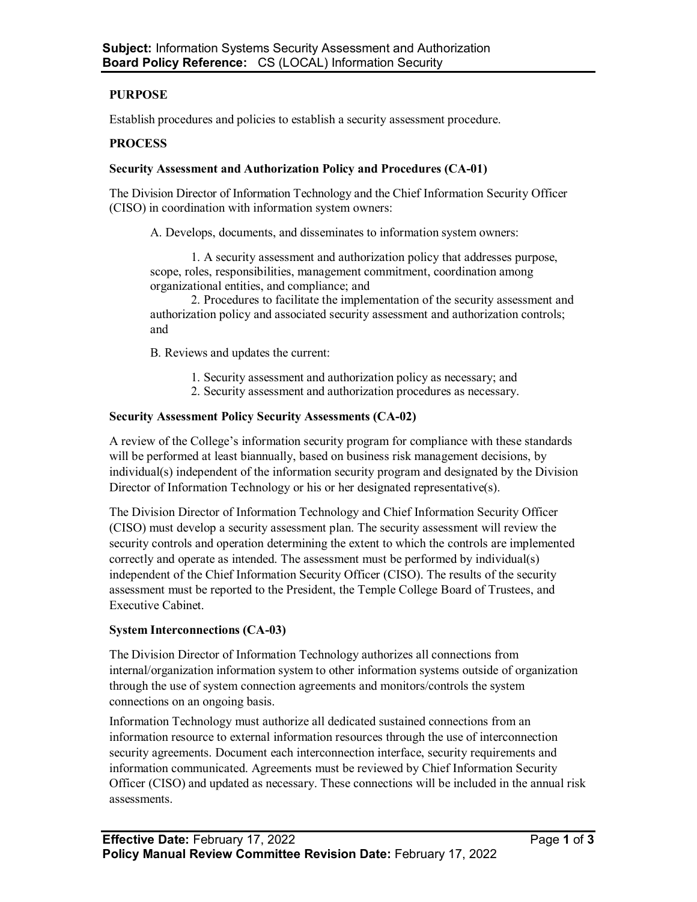**Subject:** Information Systems Security Assessment and Authorization
**Board Policy Reference:** CS (LOCAL) Information Security

## PURPOSE

Establish procedures and policies to establish a security assessment procedure.

## PROCESS

### Security Assessment and Authorization Policy and Procedures (CA-01)

The Division Director of Information Technology and the Chief Information Security Officer (CISO) in coordination with information system owners:

A. Develops, documents, and disseminates to information system owners:

1. A security assessment and authorization policy that addresses purpose, scope, roles, responsibilities, management commitment, coordination among organizational entities, and compliance; and
2. Procedures to facilitate the implementation of the security assessment and authorization policy and associated security assessment and authorization controls; and

B. Reviews and updates the current:

1. Security assessment and authorization policy as necessary; and
2. Security assessment and authorization procedures as necessary.

### Security Assessment Policy Security Assessments (CA-02)

A review of the College's information security program for compliance with these standards will be performed at least biannually, based on business risk management decisions, by individual(s) independent of the information security program and designated by the Division Director of Information Technology or his or her designated representative(s).

The Division Director of Information Technology and Chief Information Security Officer (CISO) must develop a security assessment plan. The security assessment will review the security controls and operation determining the extent to which the controls are implemented correctly and operate as intended. The assessment must be performed by individual(s) independent of the Chief Information Security Officer (CISO). The results of the security assessment must be reported to the President, the Temple College Board of Trustees, and Executive Cabinet.

### System Interconnections (CA-03)

The Division Director of Information Technology authorizes all connections from internal/organization information system to other information systems outside of organization through the use of system connection agreements and monitors/controls the system connections on an ongoing basis.

Information Technology must authorize all dedicated sustained connections from an information resource to external information resources through the use of interconnection security agreements. Document each interconnection interface, security requirements and information communicated. Agreements must be reviewed by Chief Information Security Officer (CISO) and updated as necessary. These connections will be included in the annual risk assessments.

**Effective Date:** February 17, 2022
**Policy Manual Review Committee Revision Date:** February 17, 2022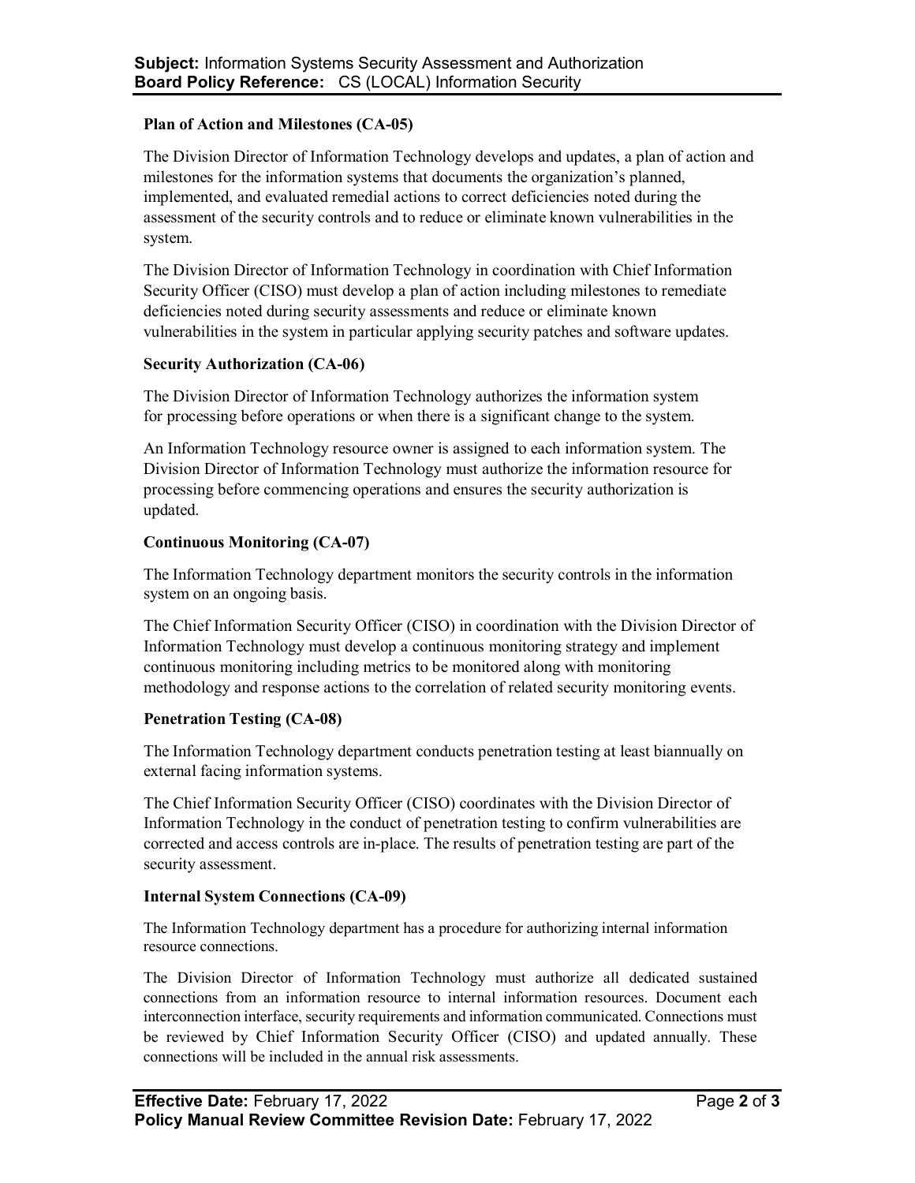### Plan of Action and Milestones (CA-05)

The Division Director of Information Technology develops and updates, a plan of action and milestones for the information systems that documents the organization's planned, implemented, and evaluated remedial actions to correct deficiencies noted during the assessment of the security controls and to reduce or eliminate known vulnerabilities in the system.

The Division Director of Information Technology in coordination with Chief Information Security Officer (CISO) must develop a plan of action including milestones to remediate deficiencies noted during security assessments and reduce or eliminate known vulnerabilities in the system in particular applying security patches and software updates.

### Security Authorization (CA-06)

The Division Director of Information Technology authorizes the information system for processing before operations or when there is a significant change to the system.

An Information Technology resource owner is assigned to each information system. The Division Director of Information Technology must authorize the information resource for processing before commencing operations and ensures the security authorization is updated.

### Continuous Monitoring (CA-07)

The Information Technology department monitors the security controls in the information system on an ongoing basis.

The Chief Information Security Officer (CISO) in coordination with the Division Director of Information Technology must develop a continuous monitoring strategy and implement continuous monitoring including metrics to be monitored along with monitoring methodology and response actions to the correlation of related security monitoring events.

### Penetration Testing (CA-08)

The Information Technology department conducts penetration testing at least biannually on external facing information systems.

The Chief Information Security Officer (CISO) coordinates with the Division Director of Information Technology in the conduct of penetration testing to confirm vulnerabilities are corrected and access controls are in-place. The results of penetration testing are part of the security assessment.

### Internal System Connections (CA-09)

The Information Technology department has a procedure for authorizing internal information resource connections.

The Division Director of Information Technology must authorize all dedicated sustained connections from an information resource to internal information resources. Document each interconnection interface, security requirements and information communicated. Connections must be reviewed by Chief Information Security Officer (CISO) and updated annually. These connections will be included in the annual risk assessments.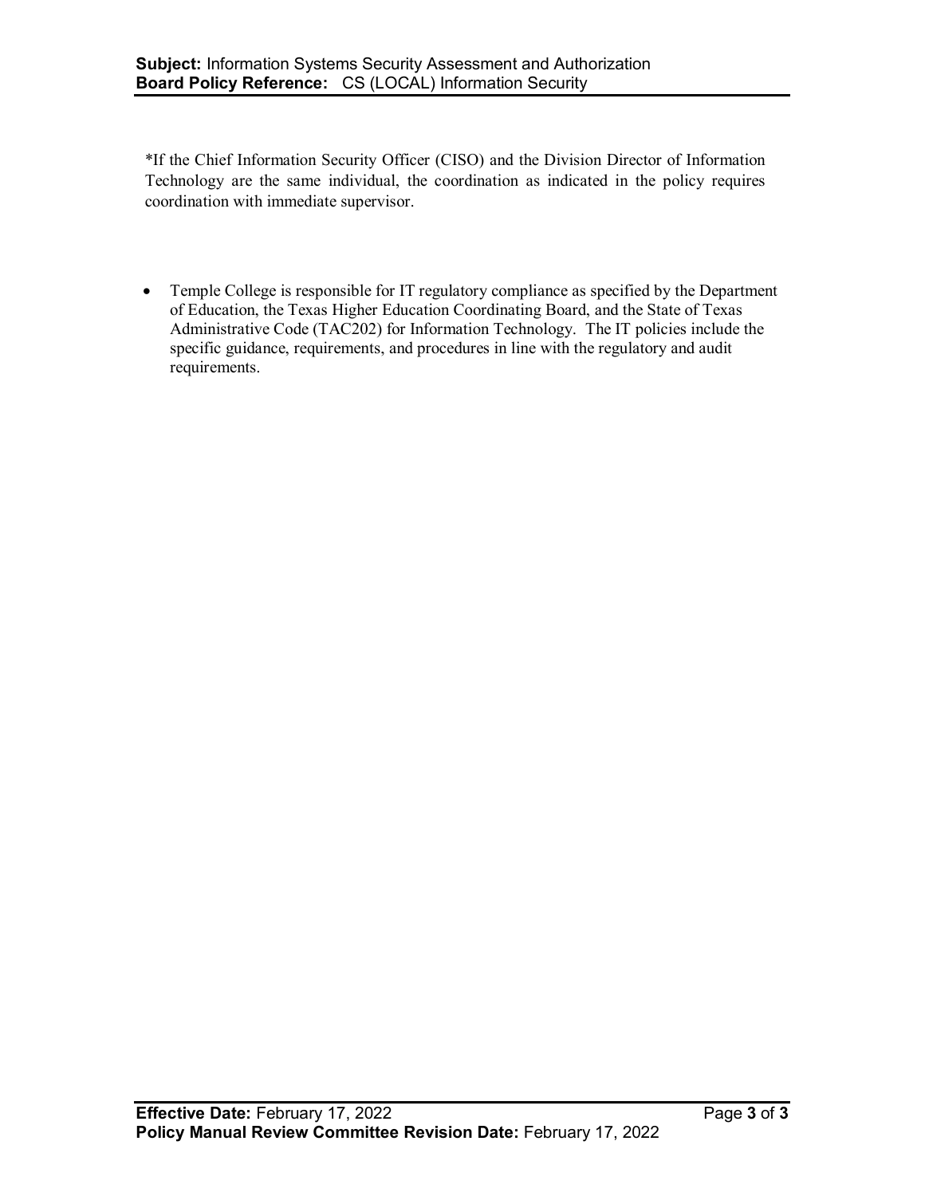*If the Chief Information Security Officer (CISO) and the Division Director of Information Technology are the same individual, the coordination as indicated in the policy requires coordination with immediate supervisor.

- Temple College is responsible for IT regulatory compliance as specified by the Department of Education, the Texas Higher Education Coordinating Board, and the State of Texas Administrative Code (TAC202) for Information Technology. The IT policies include the specific guidance, requirements, and procedures in line with the regulatory and audit requirements.